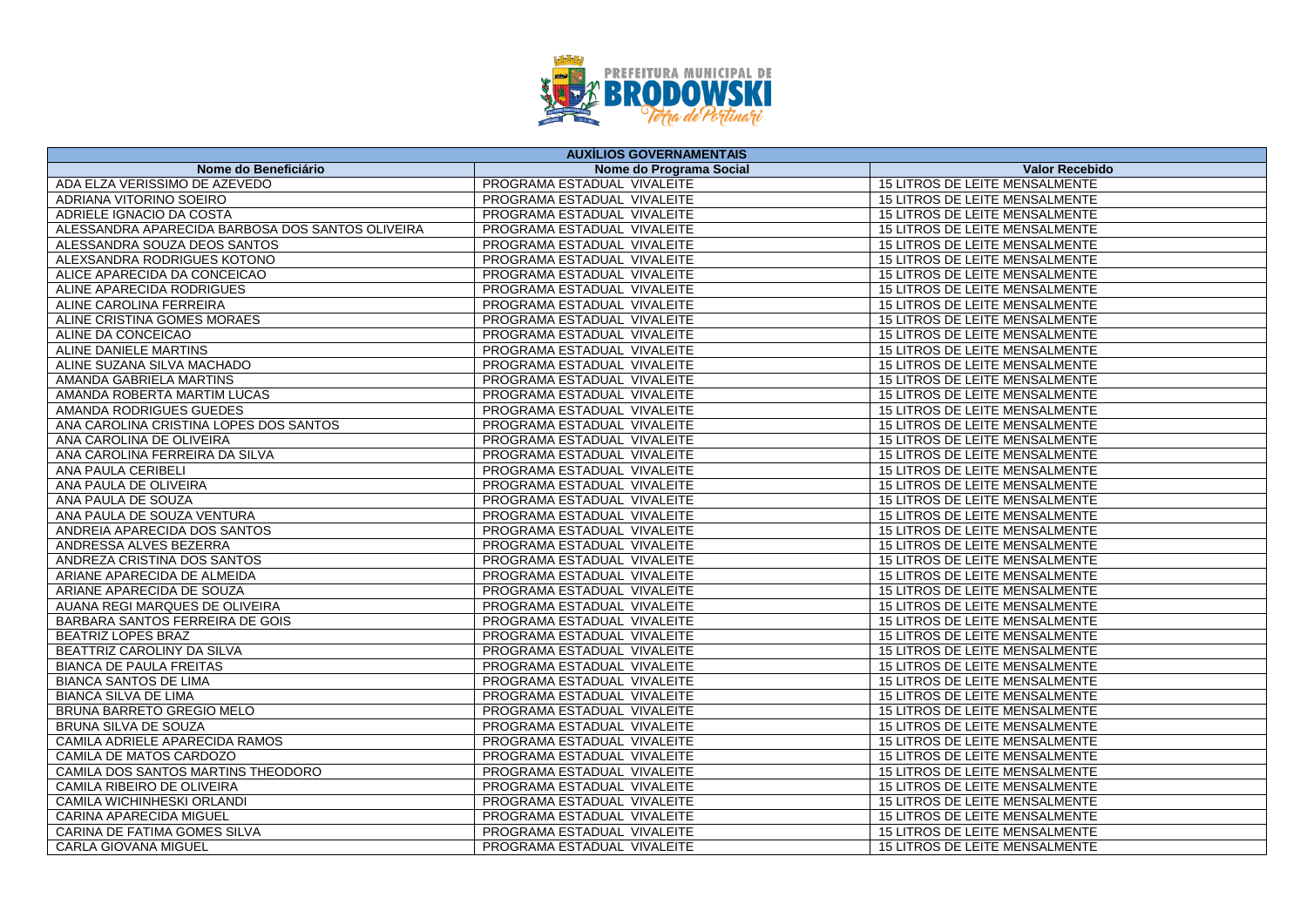PREFEITURA MUNICIPAL DE BRODOWSKI

Terra de Portinari

| AUXÍLIOS GOVERNAMENTAIS | | |
|---|---|---|
| **Nome do Beneficiário** | **Nome do Programa Social** | **Valor Recebido** |
| ADA ELZA VERISSIMO DE AZEVEDO | PROGRAMA ESTADUAL VIVALEITE | 15 LITROS DE LEITE MENSALMENTE |
| ADRIANA VITORINO SOEIRO | PROGRAMA ESTADUAL VIVALEITE | 15 LITROS DE LEITE MENSALMENTE |
| ADRIELE IGNACIO DA COSTA | PROGRAMA ESTADUAL VIVALEITE | 15 LITROS DE LEITE MENSALMENTE |
| ALESSANDRA APARECIDA BARBOSA DOS SANTOS OLIVEIRA | PROGRAMA ESTADUAL VIVALEITE | 15 LITROS DE LEITE MENSALMENTE |
| ALESSANDRA SOUZA DEOS SANTOS | PROGRAMA ESTADUAL VIVALEITE | 15 LITROS DE LEITE MENSALMENTE |
| ALEXSANDRA RODRIGUES KOTONO | PROGRAMA ESTADUAL VIVALEITE | 15 LITROS DE LEITE MENSALMENTE |
| ALICE APARECIDA DA CONCEICAO | PROGRAMA ESTADUAL VIVALEITE | 15 LITROS DE LEITE MENSALMENTE |
| ALINE APARECIDA RODRIGUES | PROGRAMA ESTADUAL VIVALEITE | 15 LITROS DE LEITE MENSALMENTE |
| ALINE CAROLINA FERREIRA | PROGRAMA ESTADUAL VIVALEITE | 15 LITROS DE LEITE MENSALMENTE |
| ALINE CRISTINA GOMES MORAES | PROGRAMA ESTADUAL VIVALEITE | 15 LITROS DE LEITE MENSALMENTE |
| ALINE DA CONCEICAO | PROGRAMA ESTADUAL VIVALEITE | 15 LITROS DE LEITE MENSALMENTE |
| ALINE DANIELE MARTINS | PROGRAMA ESTADUAL VIVALEITE | 15 LITROS DE LEITE MENSALMENTE |
| ALINE SUZANA SILVA MACHADO | PROGRAMA ESTADUAL VIVALEITE | 15 LITROS DE LEITE MENSALMENTE |
| AMANDA GABRIELA MARTINS | PROGRAMA ESTADUAL VIVALEITE | 15 LITROS DE LEITE MENSALMENTE |
| AMANDA ROBERTA MARTIM LUCAS | PROGRAMA ESTADUAL VIVALEITE | 15 LITROS DE LEITE MENSALMENTE |
| AMANDA RODRIGUES GUEDES | PROGRAMA ESTADUAL VIVALEITE | 15 LITROS DE LEITE MENSALMENTE |
| ANA CAROLINA CRISTINA LOPES DOS SANTOS | PROGRAMA ESTADUAL VIVALEITE | 15 LITROS DE LEITE MENSALMENTE |
| ANA CAROLINA DE OLIVEIRA | PROGRAMA ESTADUAL VIVALEITE | 15 LITROS DE LEITE MENSALMENTE |
| ANA CAROLINA FERREIRA DA SILVA | PROGRAMA ESTADUAL VIVALEITE | 15 LITROS DE LEITE MENSALMENTE |
| ANA PAULA CERIBELI | PROGRAMA ESTADUAL VIVALEITE | 15 LITROS DE LEITE MENSALMENTE |
| ANA PAULA DE OLIVEIRA | PROGRAMA ESTADUAL VIVALEITE | 15 LITROS DE LEITE MENSALMENTE |
| ANA PAULA DE SOUZA | PROGRAMA ESTADUAL VIVALEITE | 15 LITROS DE LEITE MENSALMENTE |
| ANA PAULA DE SOUZA VENTURA | PROGRAMA ESTADUAL VIVALEITE | 15 LITROS DE LEITE MENSALMENTE |
| ANDREIA APARECIDA DOS SANTOS | PROGRAMA ESTADUAL VIVALEITE | 15 LITROS DE LEITE MENSALMENTE |
| ANDRESSA ALVES BEZERRA | PROGRAMA ESTADUAL VIVALEITE | 15 LITROS DE LEITE MENSALMENTE |
| ANDREZA CRISTINA DOS SANTOS | PROGRAMA ESTADUAL VIVALEITE | 15 LITROS DE LEITE MENSALMENTE |
| ARIANE APARECIDA DE ALMEIDA | PROGRAMA ESTADUAL VIVALEITE | 15 LITROS DE LEITE MENSALMENTE |
| ARIANE APARECIDA DE SOUZA | PROGRAMA ESTADUAL VIVALEITE | 15 LITROS DE LEITE MENSALMENTE |
| AUANA REGI MARQUES DE OLIVEIRA | PROGRAMA ESTADUAL VIVALEITE | 15 LITROS DE LEITE MENSALMENTE |
| BARBARA SANTOS FERREIRA DE GOIS | PROGRAMA ESTADUAL VIVALEITE | 15 LITROS DE LEITE MENSALMENTE |
| BEATRIZ LOPES BRAZ | PROGRAMA ESTADUAL VIVALEITE | 15 LITROS DE LEITE MENSALMENTE |
| BEATTRIZ CAROLINY DA SILVA | PROGRAMA ESTADUAL VIVALEITE | 15 LITROS DE LEITE MENSALMENTE |
| BIANCA DE PAULA FREITAS | PROGRAMA ESTADUAL VIVALEITE | 15 LITROS DE LEITE MENSALMENTE |
| BIANCA SANTOS DE LIMA | PROGRAMA ESTADUAL VIVALEITE | 15 LITROS DE LEITE MENSALMENTE |
| BIANCA SILVA DE LIMA | PROGRAMA ESTADUAL VIVALEITE | 15 LITROS DE LEITE MENSALMENTE |
| BRUNA BARRETO GREGIO MELO | PROGRAMA ESTADUAL VIVALEITE | 15 LITROS DE LEITE MENSALMENTE |
| BRUNA SILVA DE SOUZA | PROGRAMA ESTADUAL VIVALEITE | 15 LITROS DE LEITE MENSALMENTE |
| CAMILA ADRIELE APARECIDA RAMOS | PROGRAMA ESTADUAL VIVALEITE | 15 LITROS DE LEITE MENSALMENTE |
| CAMILA DE MATOS CARDOZO | PROGRAMA ESTADUAL VIVALEITE | 15 LITROS DE LEITE MENSALMENTE |
| CAMILA DOS SANTOS MARTINS THEODORO | PROGRAMA ESTADUAL VIVALEITE | 15 LITROS DE LEITE MENSALMENTE |
| CAMILA RIBEIRO DE OLIVEIRA | PROGRAMA ESTADUAL VIVALEITE | 15 LITROS DE LEITE MENSALMENTE |
| CAMILA WICHINHESKI ORLANDI | PROGRAMA ESTADUAL VIVALEITE | 15 LITROS DE LEITE MENSALMENTE |
| CARINA APARECIDA MIGUEL | PROGRAMA ESTADUAL VIVALEITE | 15 LITROS DE LEITE MENSALMENTE |
| CARINA DE FATIMA GOMES SILVA | PROGRAMA ESTADUAL VIVALEITE | 15 LITROS DE LEITE MENSALMENTE |
| CARLA GIOVANA MIGUEL | PROGRAMA ESTADUAL VIVALEITE | 15 LITROS DE LEITE MENSALMENTE |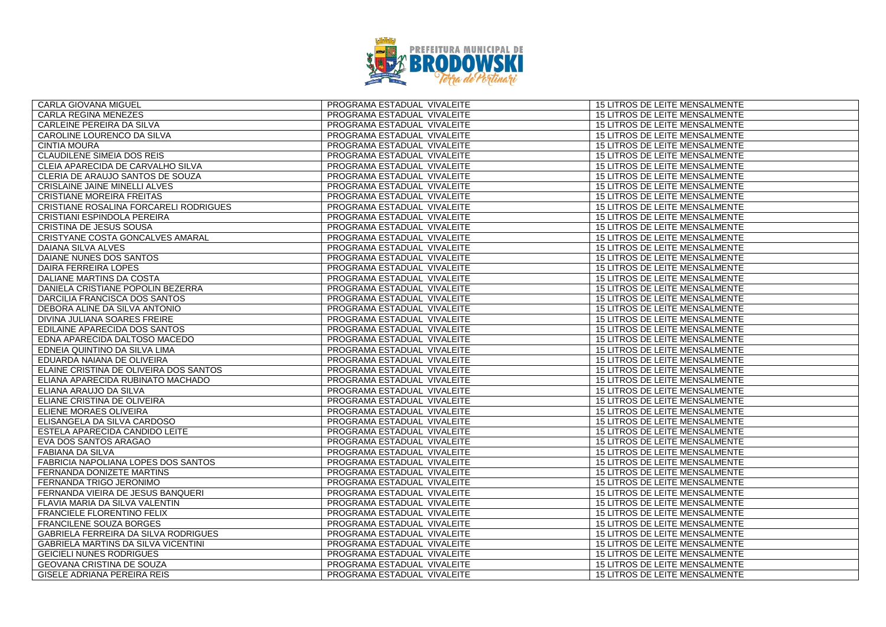| CARLA GIOVANA MIGUEL | PROGRAMA ESTADUAL VIVALEITE | 15 LITROS DE LEITE MENSALMENTE |
|---|---|---|
| CARLA REGINA MENEZES | PROGRAMA ESTADUAL VIVALEITE | 15 LITROS DE LEITE MENSALMENTE |
| CARLEINE PEREIRA DA SILVA | PROGRAMA ESTADUAL VIVALEITE | 15 LITROS DE LEITE MENSALMENTE |
| CAROLINE LOURENCO DA SILVA | PROGRAMA ESTADUAL VIVALEITE | 15 LITROS DE LEITE MENSALMENTE |
| CINTIA MOURA | PROGRAMA ESTADUAL VIVALEITE | 15 LITROS DE LEITE MENSALMENTE |
| CLAUDILENE SIMEIA DOS REIS | PROGRAMA ESTADUAL VIVALEITE | 15 LITROS DE LEITE MENSALMENTE |
| CLEIA APARECIDA DE CARVALHO SILVA | PROGRAMA ESTADUAL VIVALEITE | 15 LITROS DE LEITE MENSALMENTE |
| CLERIA DE ARAUJO SANTOS DE SOUZA | PROGRAMA ESTADUAL VIVALEITE | 15 LITROS DE LEITE MENSALMENTE |
| CRISLAINE JAINE MINELLI ALVES | PROGRAMA ESTADUAL VIVALEITE | 15 LITROS DE LEITE MENSALMENTE |
| CRISTIANE MOREIRA FREITAS | PROGRAMA ESTADUAL VIVALEITE | 15 LITROS DE LEITE MENSALMENTE |
| CRISTIANE ROSALINA FORCARELI RODRIGUES | PROGRAMA ESTADUAL VIVALEITE | 15 LITROS DE LEITE MENSALMENTE |
| CRISTIANI ESPINDOLA PEREIRA | PROGRAMA ESTADUAL VIVALEITE | 15 LITROS DE LEITE MENSALMENTE |
| CRISTINA DE JESUS SOUSA | PROGRAMA ESTADUAL VIVALEITE | 15 LITROS DE LEITE MENSALMENTE |
| CRISTYANE COSTA GONCALVES AMARAL | PROGRAMA ESTADUAL VIVALEITE | 15 LITROS DE LEITE MENSALMENTE |
| DAIANA SILVA ALVES | PROGRAMA ESTADUAL VIVALEITE | 15 LITROS DE LEITE MENSALMENTE |
| DAIANE NUNES DOS SANTOS | PROGRAMA ESTADUAL VIVALEITE | 15 LITROS DE LEITE MENSALMENTE |
| DAIRA FERREIRA LOPES | PROGRAMA ESTADUAL VIVALEITE | 15 LITROS DE LEITE MENSALMENTE |
| DALIANE MARTINS DA COSTA | PROGRAMA ESTADUAL VIVALEITE | 15 LITROS DE LEITE MENSALMENTE |
| DANIELA CRISTIANE POPOLIN BEZERRA | PROGRAMA ESTADUAL VIVALEITE | 15 LITROS DE LEITE MENSALMENTE |
| DARCILIA FRANCISCA DOS SANTOS | PROGRAMA ESTADUAL VIVALEITE | 15 LITROS DE LEITE MENSALMENTE |
| DEBORA ALINE DA SILVA ANTONIO | PROGRAMA ESTADUAL VIVALEITE | 15 LITROS DE LEITE MENSALMENTE |
| DIVINA JULIANA SOARES FREIRE | PROGRAMA ESTADUAL VIVALEITE | 15 LITROS DE LEITE MENSALMENTE |
| EDILAINE APARECIDA DOS SANTOS | PROGRAMA ESTADUAL VIVALEITE | 15 LITROS DE LEITE MENSALMENTE |
| EDNA APARECIDA DALTOSO MACEDO | PROGRAMA ESTADUAL VIVALEITE | 15 LITROS DE LEITE MENSALMENTE |
| EDNEIA QUINTINO DA SILVA LIMA | PROGRAMA ESTADUAL VIVALEITE | 15 LITROS DE LEITE MENSALMENTE |
| EDUARDA NAIANA DE OLIVEIRA | PROGRAMA ESTADUAL VIVALEITE | 15 LITROS DE LEITE MENSALMENTE |
| ELAINE CRISTINA DE OLIVEIRA DOS SANTOS | PROGRAMA ESTADUAL VIVALEITE | 15 LITROS DE LEITE MENSALMENTE |
| ELIANA APARECIDA RUBINATO MACHADO | PROGRAMA ESTADUAL VIVALEITE | 15 LITROS DE LEITE MENSALMENTE |
| ELIANA ARAUJO DA SILVA | PROGRAMA ESTADUAL VIVALEITE | 15 LITROS DE LEITE MENSALMENTE |
| ELIANE CRISTINA DE OLIVEIRA | PROGRAMA ESTADUAL VIVALEITE | 15 LITROS DE LEITE MENSALMENTE |
| ELIENE MORAES OLIVEIRA | PROGRAMA ESTADUAL VIVALEITE | 15 LITROS DE LEITE MENSALMENTE |
| ELISANGELA DA SILVA CARDOSO | PROGRAMA ESTADUAL VIVALEITE | 15 LITROS DE LEITE MENSALMENTE |
| ESTELA APARECIDA CANDIDO LEITE | PROGRAMA ESTADUAL VIVALEITE | 15 LITROS DE LEITE MENSALMENTE |
| EVA DOS SANTOS ARAGAO | PROGRAMA ESTADUAL VIVALEITE | 15 LITROS DE LEITE MENSALMENTE |
| FABIANA DA SILVA | PROGRAMA ESTADUAL VIVALEITE | 15 LITROS DE LEITE MENSALMENTE |
| FABRICIA NAPOLIANA LOPES DOS SANTOS | PROGRAMA ESTADUAL VIVALEITE | 15 LITROS DE LEITE MENSALMENTE |
| FERNANDA DONIZETE MARTINS | PROGRAMA ESTADUAL VIVALEITE | 15 LITROS DE LEITE MENSALMENTE |
| FERNANDA TRIGO JERONIMO | PROGRAMA ESTADUAL VIVALEITE | 15 LITROS DE LEITE MENSALMENTE |
| FERNANDA VIEIRA DE JESUS BANQUERI | PROGRAMA ESTADUAL VIVALEITE | 15 LITROS DE LEITE MENSALMENTE |
| FLAVIA MARIA DA SILVA VALENTIN | PROGRAMA ESTADUAL VIVALEITE | 15 LITROS DE LEITE MENSALMENTE |
| FRANCIELE FLORENTINO FELIX | PROGRAMA ESTADUAL VIVALEITE | 15 LITROS DE LEITE MENSALMENTE |
| FRANCILENE SOUZA BORGES | PROGRAMA ESTADUAL VIVALEITE | 15 LITROS DE LEITE MENSALMENTE |
| GABRIELA FERREIRA DA SILVA RODRIGUES | PROGRAMA ESTADUAL VIVALEITE | 15 LITROS DE LEITE MENSALMENTE |
| GABRIELA MARTINS DA SILVA VICENTINI | PROGRAMA ESTADUAL VIVALEITE | 15 LITROS DE LEITE MENSALMENTE |
| GEICIELI NUNES RODRIGUES | PROGRAMA ESTADUAL VIVALEITE | 15 LITROS DE LEITE MENSALMENTE |
| GEOVANA CRISTINA DE SOUZA | PROGRAMA ESTADUAL VIVALEITE | 15 LITROS DE LEITE MENSALMENTE |
| GISELE ADRIANA PEREIRA REIS | PROGRAMA ESTADUAL VIVALEITE | 15 LITROS DE LEITE MENSALMENTE |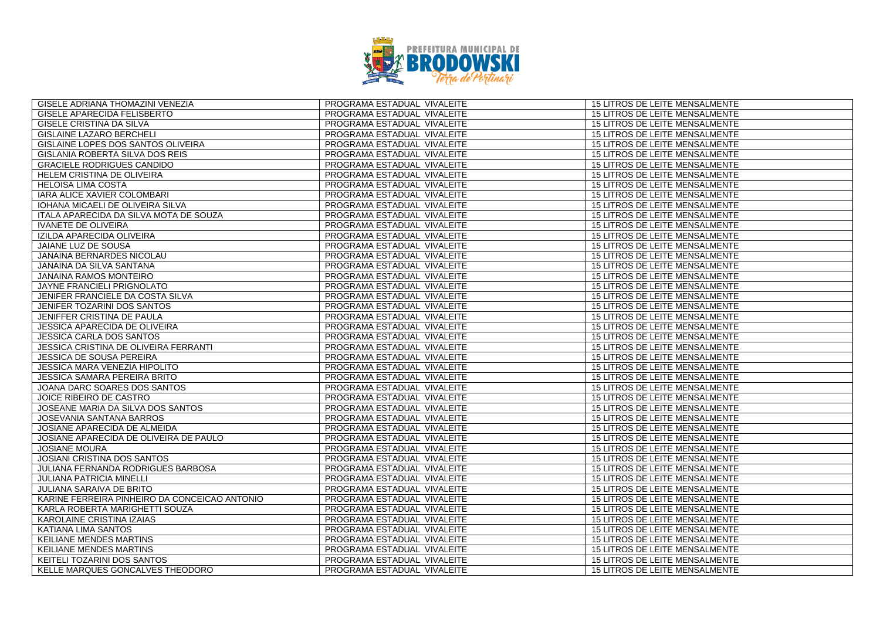| GISELE ADRIANA THOMAZINI VENEZIA | PROGRAMA ESTADUAL VIVALEITE | 15 LITROS DE LEITE MENSALMENTE |
|---|---|---|
| GISELE APARECIDA FELISBERTO | PROGRAMA ESTADUAL VIVALEITE | 15 LITROS DE LEITE MENSALMENTE |
| GISELE CRISTINA DA SILVA | PROGRAMA ESTADUAL VIVALEITE | 15 LITROS DE LEITE MENSALMENTE |
| GISLAINE LAZARO BERCHELI | PROGRAMA ESTADUAL VIVALEITE | 15 LITROS DE LEITE MENSALMENTE |
| GISLAINE LOPES DOS SANTOS OLIVEIRA | PROGRAMA ESTADUAL VIVALEITE | 15 LITROS DE LEITE MENSALMENTE |
| GISLANIA ROBERTA SILVA DOS REIS | PROGRAMA ESTADUAL VIVALEITE | 15 LITROS DE LEITE MENSALMENTE |
| GRACIELE RODRIGUES CANDIDO | PROGRAMA ESTADUAL VIVALEITE | 15 LITROS DE LEITE MENSALMENTE |
| HELEM CRISTINA DE OLIVEIRA | PROGRAMA ESTADUAL VIVALEITE | 15 LITROS DE LEITE MENSALMENTE |
| HELOISA LIMA COSTA | PROGRAMA ESTADUAL VIVALEITE | 15 LITROS DE LEITE MENSALMENTE |
| IARA ALICE XAVIER COLOMBARI | PROGRAMA ESTADUAL VIVALEITE | 15 LITROS DE LEITE MENSALMENTE |
| IOHANA MICAELI DE OLIVEIRA SILVA | PROGRAMA ESTADUAL VIVALEITE | 15 LITROS DE LEITE MENSALMENTE |
| ITALA APARECIDA DA SILVA MOTA DE SOUZA | PROGRAMA ESTADUAL VIVALEITE | 15 LITROS DE LEITE MENSALMENTE |
| IVANETE DE OLIVEIRA | PROGRAMA ESTADUAL VIVALEITE | 15 LITROS DE LEITE MENSALMENTE |
| IZILDA APARECIDA OLIVEIRA | PROGRAMA ESTADUAL VIVALEITE | 15 LITROS DE LEITE MENSALMENTE |
| JAIANE LUZ DE SOUSA | PROGRAMA ESTADUAL VIVALEITE | 15 LITROS DE LEITE MENSALMENTE |
| JANAINA BERNARDES NICOLAU | PROGRAMA ESTADUAL VIVALEITE | 15 LITROS DE LEITE MENSALMENTE |
| JANAINA DA SILVA SANTANA | PROGRAMA ESTADUAL VIVALEITE | 15 LITROS DE LEITE MENSALMENTE |
| JANAINA RAMOS MONTEIRO | PROGRAMA ESTADUAL VIVALEITE | 15 LITROS DE LEITE MENSALMENTE |
| JAYNE FRANCIELI PRIGNOLATO | PROGRAMA ESTADUAL VIVALEITE | 15 LITROS DE LEITE MENSALMENTE |
| JENIFER FRANCIELE DA COSTA SILVA | PROGRAMA ESTADUAL VIVALEITE | 15 LITROS DE LEITE MENSALMENTE |
| JENIFER TOZARINI DOS SANTOS | PROGRAMA ESTADUAL VIVALEITE | 15 LITROS DE LEITE MENSALMENTE |
| JENIFFER CRISTINA DE PAULA | PROGRAMA ESTADUAL VIVALEITE | 15 LITROS DE LEITE MENSALMENTE |
| JESSICA APARECIDA DE OLIVEIRA | PROGRAMA ESTADUAL VIVALEITE | 15 LITROS DE LEITE MENSALMENTE |
| JESSICA CARLA DOS SANTOS | PROGRAMA ESTADUAL VIVALEITE | 15 LITROS DE LEITE MENSALMENTE |
| JESSICA CRISTINA DE OLIVEIRA FERRANTI | PROGRAMA ESTADUAL VIVALEITE | 15 LITROS DE LEITE MENSALMENTE |
| JESSICA DE SOUSA PEREIRA | PROGRAMA ESTADUAL VIVALEITE | 15 LITROS DE LEITE MENSALMENTE |
| JESSICA MARA VENEZIA HIPOLITO | PROGRAMA ESTADUAL VIVALEITE | 15 LITROS DE LEITE MENSALMENTE |
| JESSICA SAMARA PEREIRA BRITO | PROGRAMA ESTADUAL VIVALEITE | 15 LITROS DE LEITE MENSALMENTE |
| JOANA DARC SOARES DOS SANTOS | PROGRAMA ESTADUAL VIVALEITE | 15 LITROS DE LEITE MENSALMENTE |
| JOICE RIBEIRO DE CASTRO | PROGRAMA ESTADUAL VIVALEITE | 15 LITROS DE LEITE MENSALMENTE |
| JOSEANE MARIA DA SILVA DOS SANTOS | PROGRAMA ESTADUAL VIVALEITE | 15 LITROS DE LEITE MENSALMENTE |
| JOSEVANIA SANTANA BARROS | PROGRAMA ESTADUAL VIVALEITE | 15 LITROS DE LEITE MENSALMENTE |
| JOSIANE APARECIDA DE ALMEIDA | PROGRAMA ESTADUAL VIVALEITE | 15 LITROS DE LEITE MENSALMENTE |
| JOSIANE APARECIDA DE OLIVEIRA DE PAULO | PROGRAMA ESTADUAL VIVALEITE | 15 LITROS DE LEITE MENSALMENTE |
| JOSIANE MOURA | PROGRAMA ESTADUAL VIVALEITE | 15 LITROS DE LEITE MENSALMENTE |
| JOSIANI CRISTINA DOS SANTOS | PROGRAMA ESTADUAL VIVALEITE | 15 LITROS DE LEITE MENSALMENTE |
| JULIANA FERNANDA RODRIGUES BARBOSA | PROGRAMA ESTADUAL VIVALEITE | 15 LITROS DE LEITE MENSALMENTE |
| JULIANA PATRICIA MINELLI | PROGRAMA ESTADUAL VIVALEITE | 15 LITROS DE LEITE MENSALMENTE |
| JULIANA SARAIVA DE BRITO | PROGRAMA ESTADUAL VIVALEITE | 15 LITROS DE LEITE MENSALMENTE |
| KARINE FERREIRA PINHEIRO DA CONCEICAO ANTONIO | PROGRAMA ESTADUAL VIVALEITE | 15 LITROS DE LEITE MENSALMENTE |
| KARLA ROBERTA MARIGHETTI SOUZA | PROGRAMA ESTADUAL VIVALEITE | 15 LITROS DE LEITE MENSALMENTE |
| KAROLAINE CRISTINA IZAIAS | PROGRAMA ESTADUAL VIVALEITE | 15 LITROS DE LEITE MENSALMENTE |
| KATIANA LIMA SANTOS | PROGRAMA ESTADUAL VIVALEITE | 15 LITROS DE LEITE MENSALMENTE |
| KEILIANE MENDES MARTINS | PROGRAMA ESTADUAL VIVALEITE | 15 LITROS DE LEITE MENSALMENTE |
| KEILIANE MENDES MARTINS | PROGRAMA ESTADUAL VIVALEITE | 15 LITROS DE LEITE MENSALMENTE |
| KEITELI TOZARINI DOS SANTOS | PROGRAMA ESTADUAL VIVALEITE | 15 LITROS DE LEITE MENSALMENTE |
| KELLE MARQUES GONCALVES THEODORO | PROGRAMA ESTADUAL VIVALEITE | 15 LITROS DE LEITE MENSALMENTE |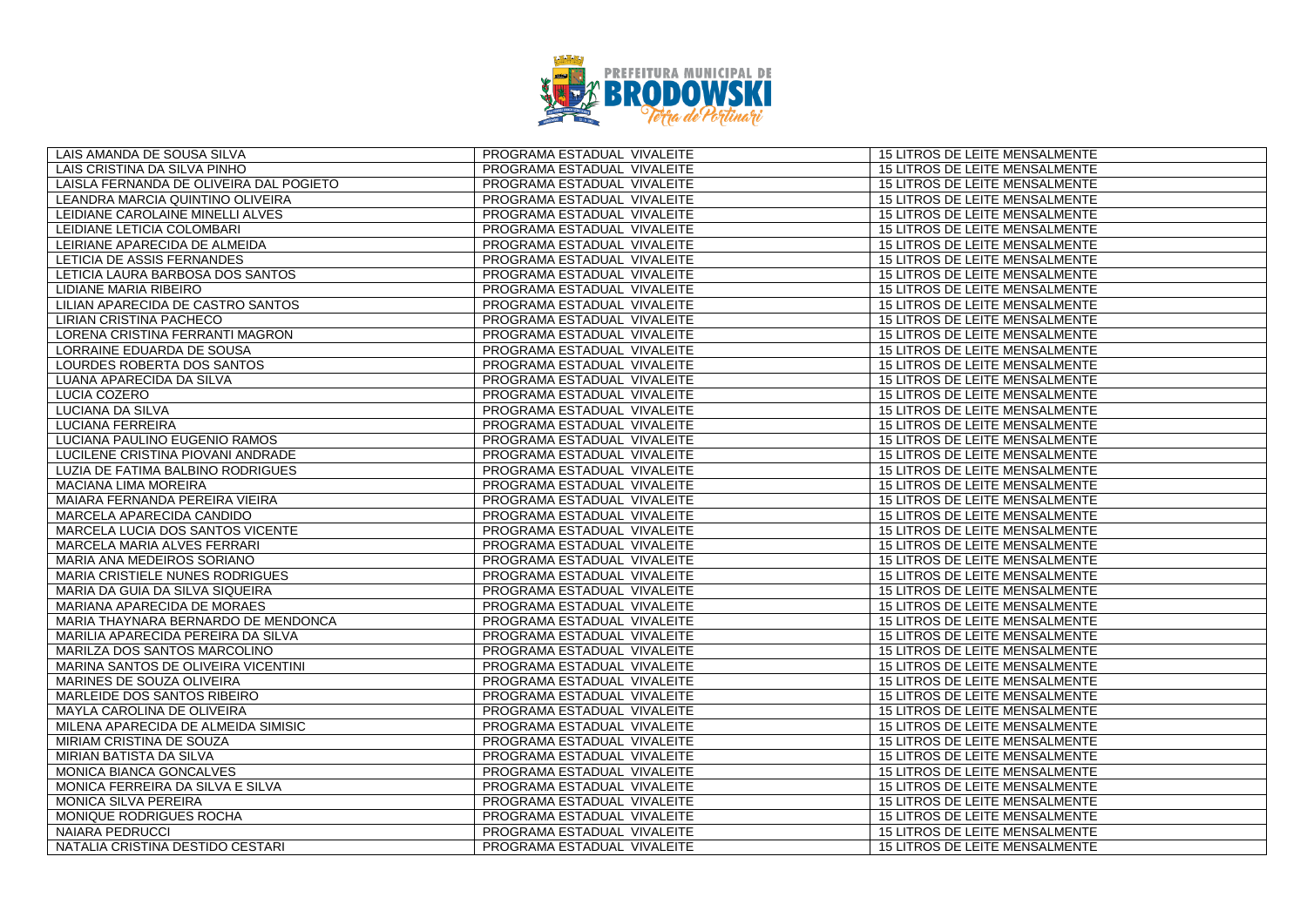| LAIS AMANDA DE SOUSA SILVA | PROGRAMA ESTADUAL VIVALEITE | 15 LITROS DE LEITE MENSALMENTE |
|---|---|---|
| LAIS CRISTINA DA SILVA PINHO | PROGRAMA ESTADUAL VIVALEITE | 15 LITROS DE LEITE MENSALMENTE |
| LAISLA FERNANDA DE OLIVEIRA DAL POGIETO | PROGRAMA ESTADUAL VIVALEITE | 15 LITROS DE LEITE MENSALMENTE |
| LEANDRA MARCIA QUINTINO OLIVEIRA | PROGRAMA ESTADUAL VIVALEITE | 15 LITROS DE LEITE MENSALMENTE |
| LEIDIANE CAROLAINE MINELLI ALVES | PROGRAMA ESTADUAL VIVALEITE | 15 LITROS DE LEITE MENSALMENTE |
| LEIDIANE LETICIA COLOMBARI | PROGRAMA ESTADUAL VIVALEITE | 15 LITROS DE LEITE MENSALMENTE |
| LEIRIANE APARECIDA DE ALMEIDA | PROGRAMA ESTADUAL VIVALEITE | 15 LITROS DE LEITE MENSALMENTE |
| LETICIA DE ASSIS FERNANDES | PROGRAMA ESTADUAL VIVALEITE | 15 LITROS DE LEITE MENSALMENTE |
| LETICIA LAURA BARBOSA DOS SANTOS | PROGRAMA ESTADUAL VIVALEITE | 15 LITROS DE LEITE MENSALMENTE |
| LIDIANE MARIA RIBEIRO | PROGRAMA ESTADUAL VIVALEITE | 15 LITROS DE LEITE MENSALMENTE |
| LILIAN APARECIDA DE CASTRO SANTOS | PROGRAMA ESTADUAL VIVALEITE | 15 LITROS DE LEITE MENSALMENTE |
| LIRIAN CRISTINA PACHECO | PROGRAMA ESTADUAL VIVALEITE | 15 LITROS DE LEITE MENSALMENTE |
| LORENA CRISTINA FERRANTI MAGRON | PROGRAMA ESTADUAL VIVALEITE | 15 LITROS DE LEITE MENSALMENTE |
| LORRAINE EDUARDA DE SOUSA | PROGRAMA ESTADUAL VIVALEITE | 15 LITROS DE LEITE MENSALMENTE |
| LOURDES ROBERTA DOS SANTOS | PROGRAMA ESTADUAL VIVALEITE | 15 LITROS DE LEITE MENSALMENTE |
| LUANA APARECIDA DA SILVA | PROGRAMA ESTADUAL VIVALEITE | 15 LITROS DE LEITE MENSALMENTE |
| LUCIA COZERO | PROGRAMA ESTADUAL VIVALEITE | 15 LITROS DE LEITE MENSALMENTE |
| LUCIANA DA SILVA | PROGRAMA ESTADUAL VIVALEITE | 15 LITROS DE LEITE MENSALMENTE |
| LUCIANA FERREIRA | PROGRAMA ESTADUAL VIVALEITE | 15 LITROS DE LEITE MENSALMENTE |
| LUCIANA PAULINO EUGENIO RAMOS | PROGRAMA ESTADUAL VIVALEITE | 15 LITROS DE LEITE MENSALMENTE |
| LUCILENE CRISTINA PIOVANI ANDRADE | PROGRAMA ESTADUAL VIVALEITE | 15 LITROS DE LEITE MENSALMENTE |
| LUZIA DE FATIMA BALBINO RODRIGUES | PROGRAMA ESTADUAL VIVALEITE | 15 LITROS DE LEITE MENSALMENTE |
| MACIANA LIMA MOREIRA | PROGRAMA ESTADUAL VIVALEITE | 15 LITROS DE LEITE MENSALMENTE |
| MAIARA FERNANDA PEREIRA VIEIRA | PROGRAMA ESTADUAL VIVALEITE | 15 LITROS DE LEITE MENSALMENTE |
| MARCELA APARECIDA CANDIDO | PROGRAMA ESTADUAL VIVALEITE | 15 LITROS DE LEITE MENSALMENTE |
| MARCELA LUCIA DOS SANTOS VICENTE | PROGRAMA ESTADUAL VIVALEITE | 15 LITROS DE LEITE MENSALMENTE |
| MARCELA MARIA ALVES FERRARI | PROGRAMA ESTADUAL VIVALEITE | 15 LITROS DE LEITE MENSALMENTE |
| MARIA ANA MEDEIROS SORIANO | PROGRAMA ESTADUAL VIVALEITE | 15 LITROS DE LEITE MENSALMENTE |
| MARIA CRISTIELE NUNES RODRIGUES | PROGRAMA ESTADUAL VIVALEITE | 15 LITROS DE LEITE MENSALMENTE |
| MARIA DA GUIA DA SILVA SIQUEIRA | PROGRAMA ESTADUAL VIVALEITE | 15 LITROS DE LEITE MENSALMENTE |
| MARIANA APARECIDA DE MORAES | PROGRAMA ESTADUAL VIVALEITE | 15 LITROS DE LEITE MENSALMENTE |
| MARIA THAYNARA BERNARDO DE MENDONCA | PROGRAMA ESTADUAL VIVALEITE | 15 LITROS DE LEITE MENSALMENTE |
| MARILIA APARECIDA PEREIRA DA SILVA | PROGRAMA ESTADUAL VIVALEITE | 15 LITROS DE LEITE MENSALMENTE |
| MARILZA DOS SANTOS MARCOLINO | PROGRAMA ESTADUAL VIVALEITE | 15 LITROS DE LEITE MENSALMENTE |
| MARINA SANTOS DE OLIVEIRA VICENTINI | PROGRAMA ESTADUAL VIVALEITE | 15 LITROS DE LEITE MENSALMENTE |
| MARINES DE SOUZA OLIVEIRA | PROGRAMA ESTADUAL VIVALEITE | 15 LITROS DE LEITE MENSALMENTE |
| MARLEIDE DOS SANTOS RIBEIRO | PROGRAMA ESTADUAL VIVALEITE | 15 LITROS DE LEITE MENSALMENTE |
| MAYLA CAROLINA DE OLIVEIRA | PROGRAMA ESTADUAL VIVALEITE | 15 LITROS DE LEITE MENSALMENTE |
| MILENA APARECIDA DE ALMEIDA SIMISIC | PROGRAMA ESTADUAL VIVALEITE | 15 LITROS DE LEITE MENSALMENTE |
| MIRIAM CRISTINA DE SOUZA | PROGRAMA ESTADUAL VIVALEITE | 15 LITROS DE LEITE MENSALMENTE |
| MIRIAN BATISTA DA SILVA | PROGRAMA ESTADUAL VIVALEITE | 15 LITROS DE LEITE MENSALMENTE |
| MONICA BIANCA GONCALVES | PROGRAMA ESTADUAL VIVALEITE | 15 LITROS DE LEITE MENSALMENTE |
| MONICA FERREIRA DA SILVA E SILVA | PROGRAMA ESTADUAL VIVALEITE | 15 LITROS DE LEITE MENSALMENTE |
| MONICA SILVA PEREIRA | PROGRAMA ESTADUAL VIVALEITE | 15 LITROS DE LEITE MENSALMENTE |
| MONIQUE RODRIGUES ROCHA | PROGRAMA ESTADUAL VIVALEITE | 15 LITROS DE LEITE MENSALMENTE |
| NAIARA PEDRUCCI | PROGRAMA ESTADUAL VIVALEITE | 15 LITROS DE LEITE MENSALMENTE |
| NATALIA CRISTINA DESTIDO CESTARI | PROGRAMA ESTADUAL VIVALEITE | 15 LITROS DE LEITE MENSALMENTE |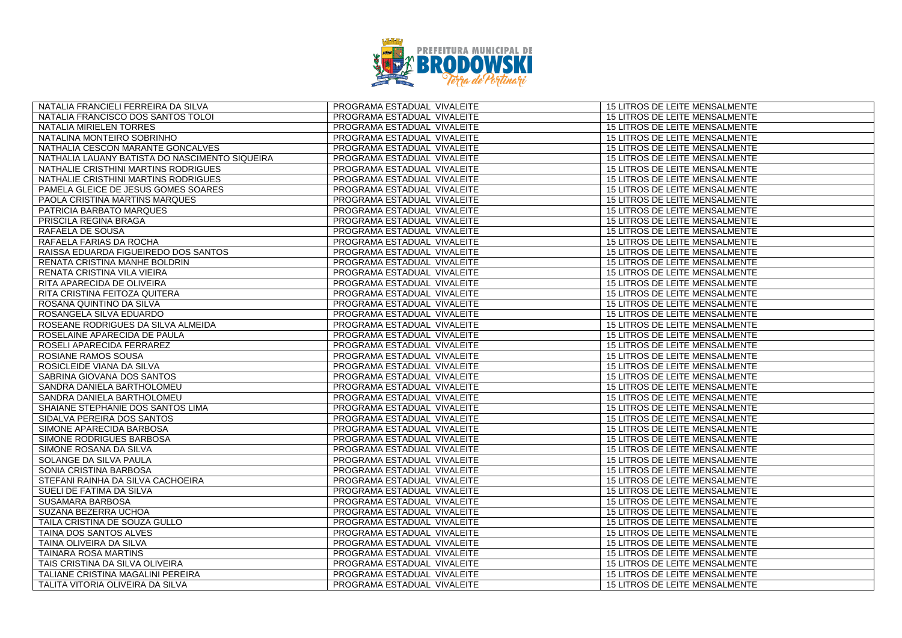| NATALIA FRANCIELI FERREIRA DA SILVA | PROGRAMA ESTADUAL VIVALEITE | 15 LITROS DE LEITE MENSALMENTE |
|---|---|---|
| NATALIA FRANCISCO DOS SANTOS TOLOI | PROGRAMA ESTADUAL VIVALEITE | 15 LITROS DE LEITE MENSALMENTE |
| NATALIA MIRIELEN TORRES | PROGRAMA ESTADUAL VIVALEITE | 15 LITROS DE LEITE MENSALMENTE |
| NATALINA MONTEIRO SOBRINHO | PROGRAMA ESTADUAL VIVALEITE | 15 LITROS DE LEITE MENSALMENTE |
| NATHALIA CESCON MARANTE GONCALVES | PROGRAMA ESTADUAL VIVALEITE | 15 LITROS DE LEITE MENSALMENTE |
| NATHALIA LAUANY BATISTA DO NASCIMENTO SIQUEIRA | PROGRAMA ESTADUAL VIVALEITE | 15 LITROS DE LEITE MENSALMENTE |
| NATHALIE CRISTHINI MARTINS RODRIGUES | PROGRAMA ESTADUAL VIVALEITE | 15 LITROS DE LEITE MENSALMENTE |
| NATHALIE CRISTHINI MARTINS RODRIGUES | PROGRAMA ESTADUAL VIVALEITE | 15 LITROS DE LEITE MENSALMENTE |
| PAMELA GLEICE DE JESUS GOMES SOARES | PROGRAMA ESTADUAL VIVALEITE | 15 LITROS DE LEITE MENSALMENTE |
| PAOLA CRISTINA MARTINS MARQUES | PROGRAMA ESTADUAL VIVALEITE | 15 LITROS DE LEITE MENSALMENTE |
| PATRICIA BARBATO MARQUES | PROGRAMA ESTADUAL VIVALEITE | 15 LITROS DE LEITE MENSALMENTE |
| PRISCILA REGINA BRAGA | PROGRAMA ESTADUAL VIVALEITE | 15 LITROS DE LEITE MENSALMENTE |
| RAFAELA DE SOUSA | PROGRAMA ESTADUAL VIVALEITE | 15 LITROS DE LEITE MENSALMENTE |
| RAFAELA FARIAS DA ROCHA | PROGRAMA ESTADUAL VIVALEITE | 15 LITROS DE LEITE MENSALMENTE |
| RAISSA EDUARDA FIGUEIREDO DOS SANTOS | PROGRAMA ESTADUAL VIVALEITE | 15 LITROS DE LEITE MENSALMENTE |
| RENATA CRISTINA MANHE BOLDRIN | PROGRAMA ESTADUAL VIVALEITE | 15 LITROS DE LEITE MENSALMENTE |
| RENATA CRISTINA VILA VIEIRA | PROGRAMA ESTADUAL VIVALEITE | 15 LITROS DE LEITE MENSALMENTE |
| RITA APARECIDA DE OLIVEIRA | PROGRAMA ESTADUAL VIVALEITE | 15 LITROS DE LEITE MENSALMENTE |
| RITA CRISTINA FEITOZA QUITERA | PROGRAMA ESTADUAL VIVALEITE | 15 LITROS DE LEITE MENSALMENTE |
| ROSANA QUINTINO DA SILVA | PROGRAMA ESTADUAL VIVALEITE | 15 LITROS DE LEITE MENSALMENTE |
| ROSANGELA SILVA EDUARDO | PROGRAMA ESTADUAL VIVALEITE | 15 LITROS DE LEITE MENSALMENTE |
| ROSEANE RODRIGUES DA SILVA ALMEIDA | PROGRAMA ESTADUAL VIVALEITE | 15 LITROS DE LEITE MENSALMENTE |
| ROSELAINE APARECIDA DE PAULA | PROGRAMA ESTADUAL VIVALEITE | 15 LITROS DE LEITE MENSALMENTE |
| ROSELI APARECIDA FERRAREZ | PROGRAMA ESTADUAL VIVALEITE | 15 LITROS DE LEITE MENSALMENTE |
| ROSIANE RAMOS SOUSA | PROGRAMA ESTADUAL VIVALEITE | 15 LITROS DE LEITE MENSALMENTE |
| ROSICLEIDE VIANA DA SILVA | PROGRAMA ESTADUAL VIVALEITE | 15 LITROS DE LEITE MENSALMENTE |
| SABRINA GIOVANA DOS SANTOS | PROGRAMA ESTADUAL VIVALEITE | 15 LITROS DE LEITE MENSALMENTE |
| SANDRA DANIELA BARTHOLOMEU | PROGRAMA ESTADUAL VIVALEITE | 15 LITROS DE LEITE MENSALMENTE |
| SANDRA DANIELA BARTHOLOMEU | PROGRAMA ESTADUAL VIVALEITE | 15 LITROS DE LEITE MENSALMENTE |
| SHAIANE STEPHANIE DOS SANTOS LIMA | PROGRAMA ESTADUAL VIVALEITE | 15 LITROS DE LEITE MENSALMENTE |
| SIDALVA PEREIRA DOS SANTOS | PROGRAMA ESTADUAL VIVALEITE | 15 LITROS DE LEITE MENSALMENTE |
| SIMONE APARECIDA BARBOSA | PROGRAMA ESTADUAL VIVALEITE | 15 LITROS DE LEITE MENSALMENTE |
| SIMONE RODRIGUES BARBOSA | PROGRAMA ESTADUAL VIVALEITE | 15 LITROS DE LEITE MENSALMENTE |
| SIMONE ROSANA DA SILVA | PROGRAMA ESTADUAL VIVALEITE | 15 LITROS DE LEITE MENSALMENTE |
| SOLANGE DA SILVA PAULA | PROGRAMA ESTADUAL VIVALEITE | 15 LITROS DE LEITE MENSALMENTE |
| SONIA CRISTINA BARBOSA | PROGRAMA ESTADUAL VIVALEITE | 15 LITROS DE LEITE MENSALMENTE |
| STEFANI RAINHA DA SILVA CACHOEIRA | PROGRAMA ESTADUAL VIVALEITE | 15 LITROS DE LEITE MENSALMENTE |
| SUELI DE FATIMA DA SILVA | PROGRAMA ESTADUAL VIVALEITE | 15 LITROS DE LEITE MENSALMENTE |
| SUSAMARA BARBOSA | PROGRAMA ESTADUAL VIVALEITE | 15 LITROS DE LEITE MENSALMENTE |
| SUZANA BEZERRA UCHOA | PROGRAMA ESTADUAL VIVALEITE | 15 LITROS DE LEITE MENSALMENTE |
| TAILA CRISTINA DE SOUZA GULLO | PROGRAMA ESTADUAL VIVALEITE | 15 LITROS DE LEITE MENSALMENTE |
| TAINA DOS SANTOS ALVES | PROGRAMA ESTADUAL VIVALEITE | 15 LITROS DE LEITE MENSALMENTE |
| TAINA OLIVEIRA DA SILVA | PROGRAMA ESTADUAL VIVALEITE | 15 LITROS DE LEITE MENSALMENTE |
| TAINARA ROSA MARTINS | PROGRAMA ESTADUAL VIVALEITE | 15 LITROS DE LEITE MENSALMENTE |
| TAIS CRISTINA DA SILVA OLIVEIRA | PROGRAMA ESTADUAL VIVALEITE | 15 LITROS DE LEITE MENSALMENTE |
| TALIANE CRISTINA MAGALINI PEREIRA | PROGRAMA ESTADUAL VIVALEITE | 15 LITROS DE LEITE MENSALMENTE |
| TALITA VITORIA OLIVEIRA DA SILVA | PROGRAMA ESTADUAL VIVALEITE | 15 LITROS DE LEITE MENSALMENTE |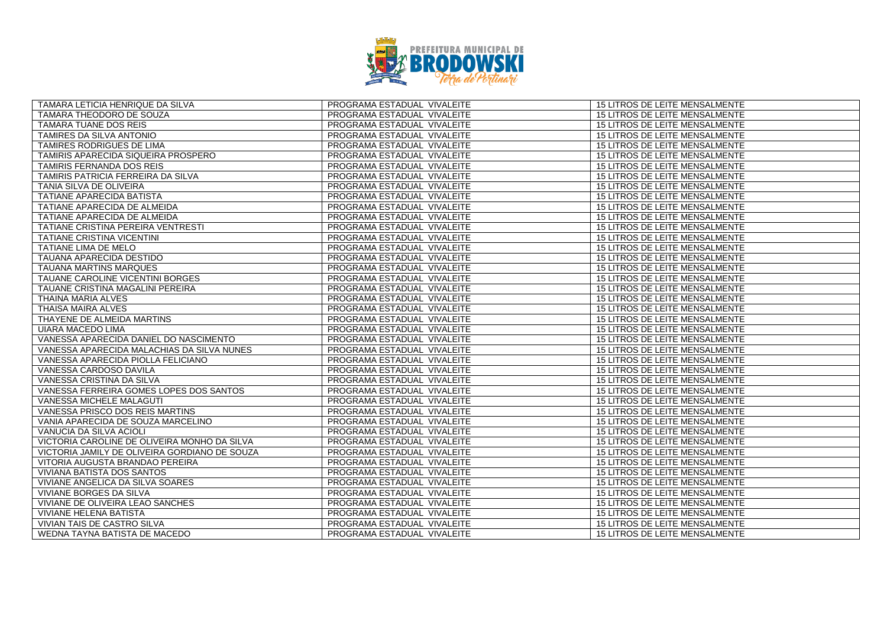| | | |
|---|---|---|
| TAMARA LETICIA HENRIQUE DA SILVA | PROGRAMA ESTADUAL VIVALEITE | 15 LITROS DE LEITE MENSALMENTE |
| TAMARA THEODORO DE SOUZA | PROGRAMA ESTADUAL VIVALEITE | 15 LITROS DE LEITE MENSALMENTE |
| TAMARA TUANE DOS REIS | PROGRAMA ESTADUAL VIVALEITE | 15 LITROS DE LEITE MENSALMENTE |
| TAMIRES DA SILVA ANTONIO | PROGRAMA ESTADUAL VIVALEITE | 15 LITROS DE LEITE MENSALMENTE |
| TAMIRES RODRIGUES DE LIMA | PROGRAMA ESTADUAL VIVALEITE | 15 LITROS DE LEITE MENSALMENTE |
| TAMIRIS APARECIDA SIQUEIRA PROSPERO | PROGRAMA ESTADUAL VIVALEITE | 15 LITROS DE LEITE MENSALMENTE |
| TAMIRIS FERNANDA DOS REIS | PROGRAMA ESTADUAL VIVALEITE | 15 LITROS DE LEITE MENSALMENTE |
| TAMIRIS PATRICIA FERREIRA DA SILVA | PROGRAMA ESTADUAL VIVALEITE | 15 LITROS DE LEITE MENSALMENTE |
| TANIA SILVA DE OLIVEIRA | PROGRAMA ESTADUAL VIVALEITE | 15 LITROS DE LEITE MENSALMENTE |
| TATIANE APARECIDA BATISTA | PROGRAMA ESTADUAL VIVALEITE | 15 LITROS DE LEITE MENSALMENTE |
| TATIANE APARECIDA DE ALMEIDA | PROGRAMA ESTADUAL VIVALEITE | 15 LITROS DE LEITE MENSALMENTE |
| TATIANE APARECIDA DE ALMEIDA | PROGRAMA ESTADUAL VIVALEITE | 15 LITROS DE LEITE MENSALMENTE |
| TATIANE CRISTINA PEREIRA VENTRESTI | PROGRAMA ESTADUAL VIVALEITE | 15 LITROS DE LEITE MENSALMENTE |
| TATIANE CRISTINA VICENTINI | PROGRAMA ESTADUAL VIVALEITE | 15 LITROS DE LEITE MENSALMENTE |
| TATIANE LIMA DE MELO | PROGRAMA ESTADUAL VIVALEITE | 15 LITROS DE LEITE MENSALMENTE |
| TAUANA APARECIDA DESTIDO | PROGRAMA ESTADUAL VIVALEITE | 15 LITROS DE LEITE MENSALMENTE |
| TAUANA MARTINS MARQUES | PROGRAMA ESTADUAL VIVALEITE | 15 LITROS DE LEITE MENSALMENTE |
| TAUANE CAROLINE VICENTINI BORGES | PROGRAMA ESTADUAL VIVALEITE | 15 LITROS DE LEITE MENSALMENTE |
| TAUANE CRISTINA MAGALINI PEREIRA | PROGRAMA ESTADUAL VIVALEITE | 15 LITROS DE LEITE MENSALMENTE |
| THAINA MARIA ALVES | PROGRAMA ESTADUAL VIVALEITE | 15 LITROS DE LEITE MENSALMENTE |
| THAISA MAIRA ALVES | PROGRAMA ESTADUAL VIVALEITE | 15 LITROS DE LEITE MENSALMENTE |
| THAYENE DE ALMEIDA MARTINS | PROGRAMA ESTADUAL VIVALEITE | 15 LITROS DE LEITE MENSALMENTE |
| UIARA MACEDO LIMA | PROGRAMA ESTADUAL VIVALEITE | 15 LITROS DE LEITE MENSALMENTE |
| VANESSA APARECIDA DANIEL DO NASCIMENTO | PROGRAMA ESTADUAL VIVALEITE | 15 LITROS DE LEITE MENSALMENTE |
| VANESSA APARECIDA MALACHIAS DA SILVA NUNES | PROGRAMA ESTADUAL VIVALEITE | 15 LITROS DE LEITE MENSALMENTE |
| VANESSA APARECIDA PIOLLA FELICIANO | PROGRAMA ESTADUAL VIVALEITE | 15 LITROS DE LEITE MENSALMENTE |
| VANESSA CARDOSO DAVILA | PROGRAMA ESTADUAL VIVALEITE | 15 LITROS DE LEITE MENSALMENTE |
| VANESSA CRISTINA DA SILVA | PROGRAMA ESTADUAL VIVALEITE | 15 LITROS DE LEITE MENSALMENTE |
| VANESSA FERREIRA GOMES LOPES DOS SANTOS | PROGRAMA ESTADUAL VIVALEITE | 15 LITROS DE LEITE MENSALMENTE |
| VANESSA MICHELE MALAGUTI | PROGRAMA ESTADUAL VIVALEITE | 15 LITROS DE LEITE MENSALMENTE |
| VANESSA PRISCO DOS REIS MARTINS | PROGRAMA ESTADUAL VIVALEITE | 15 LITROS DE LEITE MENSALMENTE |
| VANIA APARECIDA DE SOUZA MARCELINO | PROGRAMA ESTADUAL VIVALEITE | 15 LITROS DE LEITE MENSALMENTE |
| VANUCIA DA SILVA ACIOLI | PROGRAMA ESTADUAL VIVALEITE | 15 LITROS DE LEITE MENSALMENTE |
| VICTORIA CAROLINE DE OLIVEIRA MONHO DA SILVA | PROGRAMA ESTADUAL VIVALEITE | 15 LITROS DE LEITE MENSALMENTE |
| VICTORIA JAMILY DE OLIVEIRA GORDIANO DE SOUZA | PROGRAMA ESTADUAL VIVALEITE | 15 LITROS DE LEITE MENSALMENTE |
| VITORIA AUGUSTA BRANDAO PEREIRA | PROGRAMA ESTADUAL VIVALEITE | 15 LITROS DE LEITE MENSALMENTE |
| VIVIANA BATISTA DOS SANTOS | PROGRAMA ESTADUAL VIVALEITE | 15 LITROS DE LEITE MENSALMENTE |
| VIVIANE ANGELICA DA SILVA SOARES | PROGRAMA ESTADUAL VIVALEITE | 15 LITROS DE LEITE MENSALMENTE |
| VIVIANE BORGES DA SILVA | PROGRAMA ESTADUAL VIVALEITE | 15 LITROS DE LEITE MENSALMENTE |
| VIVIANE DE OLIVEIRA LEAO SANCHES | PROGRAMA ESTADUAL VIVALEITE | 15 LITROS DE LEITE MENSALMENTE |
| VIVIANE HELENA BATISTA | PROGRAMA ESTADUAL VIVALEITE | 15 LITROS DE LEITE MENSALMENTE |
| VIVIAN TAIS DE CASTRO SILVA | PROGRAMA ESTADUAL VIVALEITE | 15 LITROS DE LEITE MENSALMENTE |
| WEDNA TAYNA BATISTA DE MACEDO | PROGRAMA ESTADUAL VIVALEITE | 15 LITROS DE LEITE MENSALMENTE |